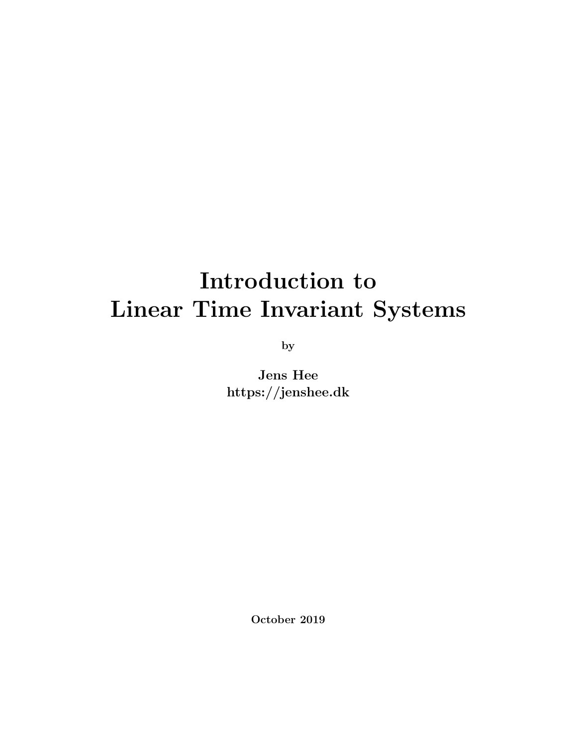# Introduction to Linear Time Invariant Systems

by

**Jens Hee**
**https://jenshee.dk**

**October 2019**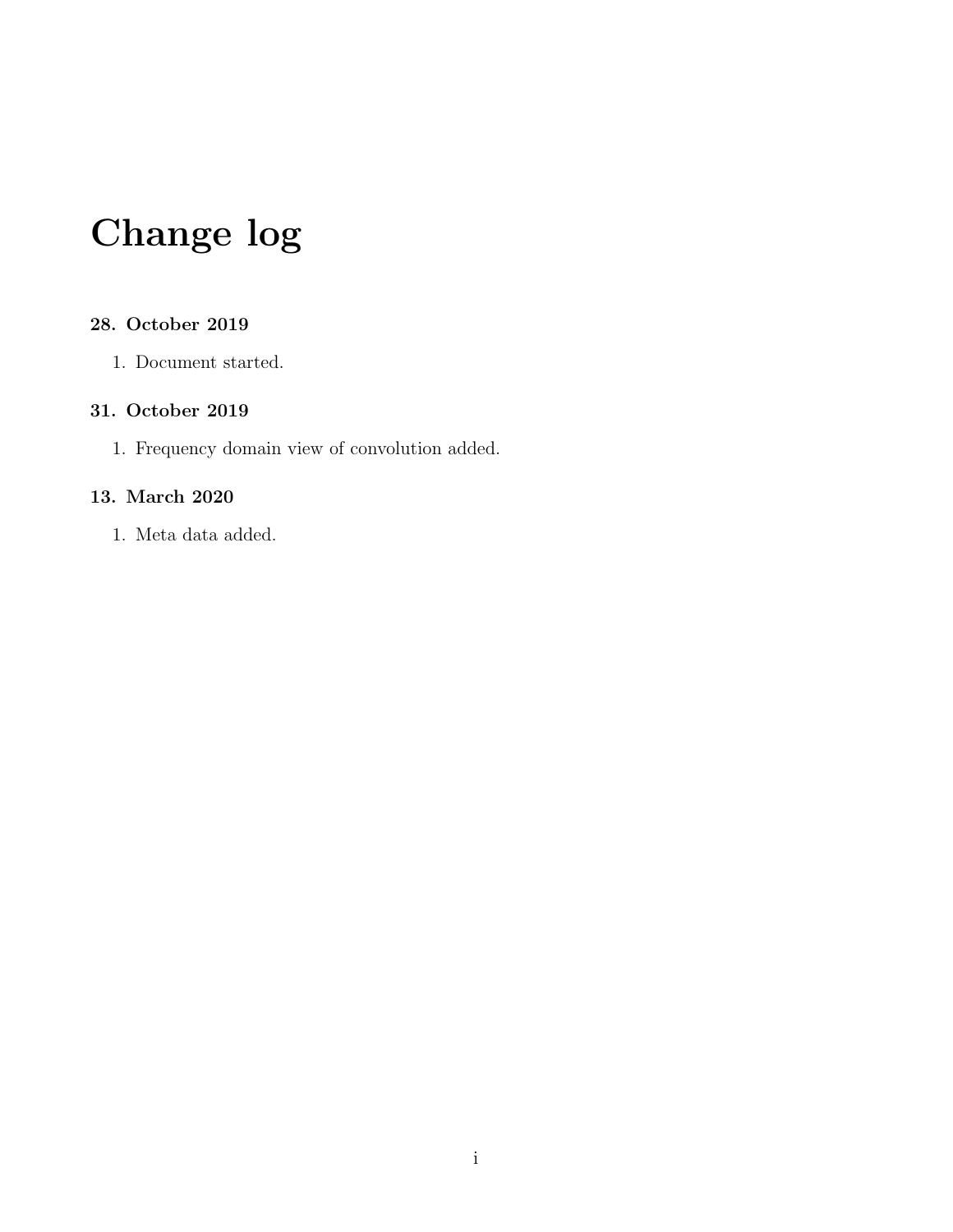# Change log

### 28. October 2019

1. Document started.

### 31. October 2019

1. Frequency domain view of convolution added.

### 13. March 2020

1. Meta data added.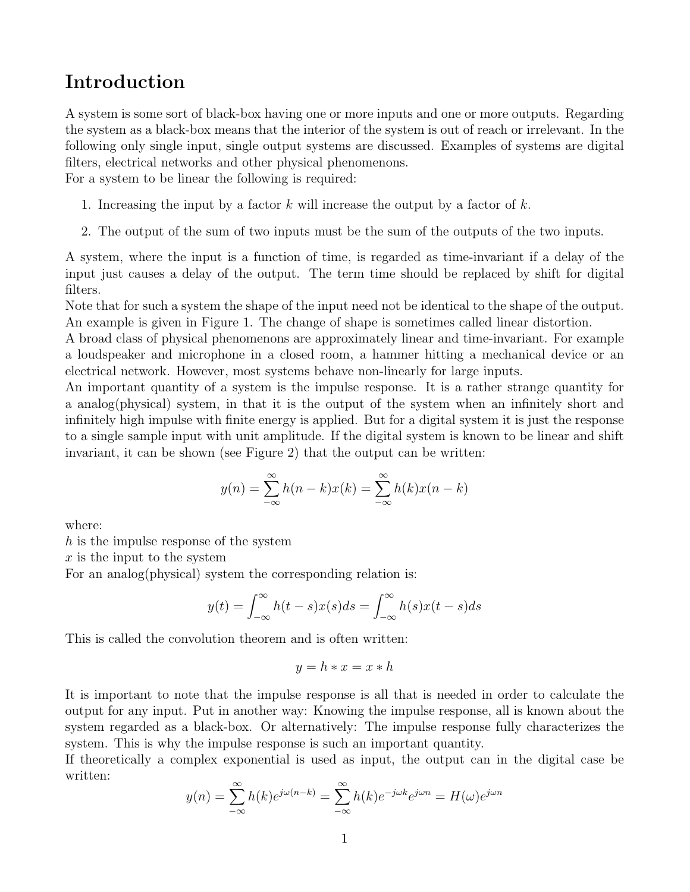# Introduction

A system is some sort of black-box having one or more inputs and one or more outputs. Regarding the system as a black-box means that the interior of the system is out of reach or irrelevant. In the following only single input, single output systems are discussed. Examples of systems are digital filters, electrical networks and other physical phenomenons.
For a system to be linear the following is required:

1. Increasing the input by a factor $k$ will increase the output by a factor of $k$.

2. The output of the sum of two inputs must be the sum of the outputs of the two inputs.

A system, where the input is a function of time, is regarded as time-invariant if a delay of the input just causes a delay of the output. The term time should be replaced by shift for digital filters.
Note that for such a system the shape of the input need not be identical to the shape of the output. An example is given in Figure 1. The change of shape is sometimes called linear distortion.
A broad class of physical phenomenons are approximately linear and time-invariant. For example a loudspeaker and microphone in a closed room, a hammer hitting a mechanical device or an electrical network. However, most systems behave non-linearly for large inputs.
An important quantity of a system is the impulse response. It is a rather strange quantity for a analog(physical) system, in that it is the output of the system when an infinitely short and infinitely high impulse with finite energy is applied. But for a digital system it is just the response to a single sample input with unit amplitude. If the digital system is known to be linear and shift invariant, it can be shown (see Figure 2) that the output can be written:

$$y(n) = \sum_{-\infty}^{\infty} h(n-k)x(k) = \sum_{-\infty}^{\infty} h(k)x(n-k)$$

where:
$h$ is the impulse response of the system
$x$ is the input to the system
For an analog(physical) system the corresponding relation is:

$$y(t) = \int_{-\infty}^{\infty} h(t-s)x(s)ds = \int_{-\infty}^{\infty} h(s)x(t-s)ds$$

This is called the convolution theorem and is often written:

$$y = h * x = x * h$$

It is important to note that the impulse response is all that is needed in order to calculate the output for any input. Put in another way: Knowing the impulse response, all is known about the system regarded as a black-box. Or alternatively: The impulse response fully characterizes the system. This is why the impulse response is such an important quantity.
If theoretically a complex exponential is used as input, the output can in the digital case be written:

$$y(n) = \sum_{-\infty}^{\infty} h(k)e^{j\omega(n-k)} = \sum_{-\infty}^{\infty} h(k)e^{-j\omega k}e^{j\omega n} = H(\omega)e^{j\omega n}$$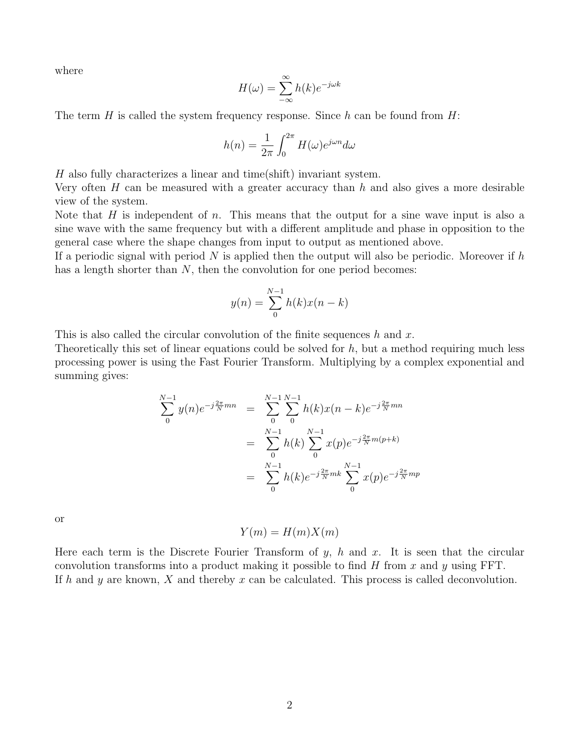where

$$H(\omega) = \sum_{-\infty}^{\infty} h(k) e^{-j\omega k}$$

The term $H$ is called the system frequency response. Since $h$ can be found from $H$:

$$h(n) = \frac{1}{2\pi} \int_0^{2\pi} H(\omega) e^{j\omega n} d\omega$$

$H$ also fully characterizes a linear and time(shift) invariant system.
Very often $H$ can be measured with a greater accuracy than $h$ and also gives a more desirable view of the system.
Note that $H$ is independent of $n$. This means that the output for a sine wave input is also a sine wave with the same frequency but with a different amplitude and phase in opposition to the general case where the shape changes from input to output as mentioned above.
If a periodic signal with period $N$ is applied then the output will also be periodic. Moreover if $h$ has a length shorter than $N$, then the convolution for one period becomes:

$$y(n) = \sum_{0}^{N-1} h(k) x(n-k)$$

This is also called the circular convolution of the finite sequences $h$ and $x$.
Theoretically this set of linear equations could be solved for $h$, but a method requiring much less processing power is using the Fast Fourier Transform. Multiplying by a complex exponential and summing gives:

$$\begin{aligned}
\sum_{0}^{N-1} y(n) e^{-j\frac{2\pi}{N}mn} &= \sum_{0}^{N-1} \sum_{0}^{N-1} h(k) x(n-k) e^{-j\frac{2\pi}{N}mn} \\
&= \sum_{0}^{N-1} h(k) \sum_{0}^{N-1} x(p) e^{-j\frac{2\pi}{N}m(p+k)} \\
&= \sum_{0}^{N-1} h(k) e^{-j\frac{2\pi}{N}mk} \sum_{0}^{N-1} x(p) e^{-j\frac{2\pi}{N}mp}
\end{aligned}$$

or

$$Y(m) = H(m) X(m)$$

Here each term is the Discrete Fourier Transform of $y$, $h$ and $x$. It is seen that the circular convolution transforms into a product making it possible to find $H$ from $x$ and $y$ using FFT.
If $h$ and $y$ are known, $X$ and thereby $x$ can be calculated. This process is called deconvolution.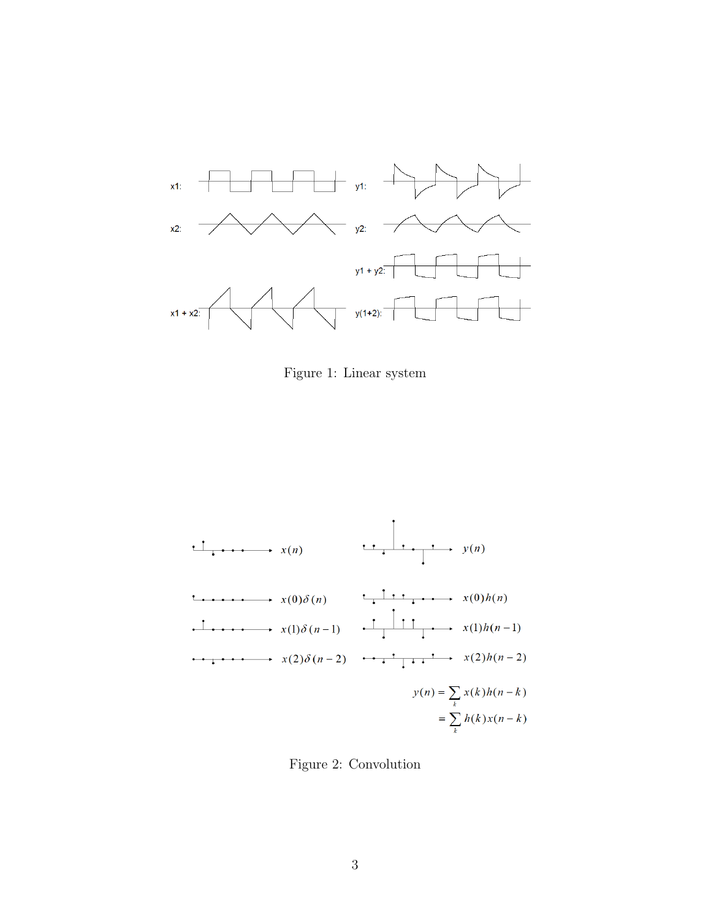x1:

y1:

x2:

y2:

y1 + y2:

x1 + x2:

y(1+2):

Figure 1: Linear system

$x(n)$

$y(n)$

$x(0)\delta(n)$

$x(0)h(n)$

$x(1)\delta(n-1)$

$x(1)h(n-1)$

$x(2)\delta(n-2)$

$x(2)h(n-2)$

$$
\begin{aligned}
y(n) &= \sum_k x(k)h(n-k) \\
&= \sum_k h(k)x(n-k)
\end{aligned}
$$

Figure 2: Convolution